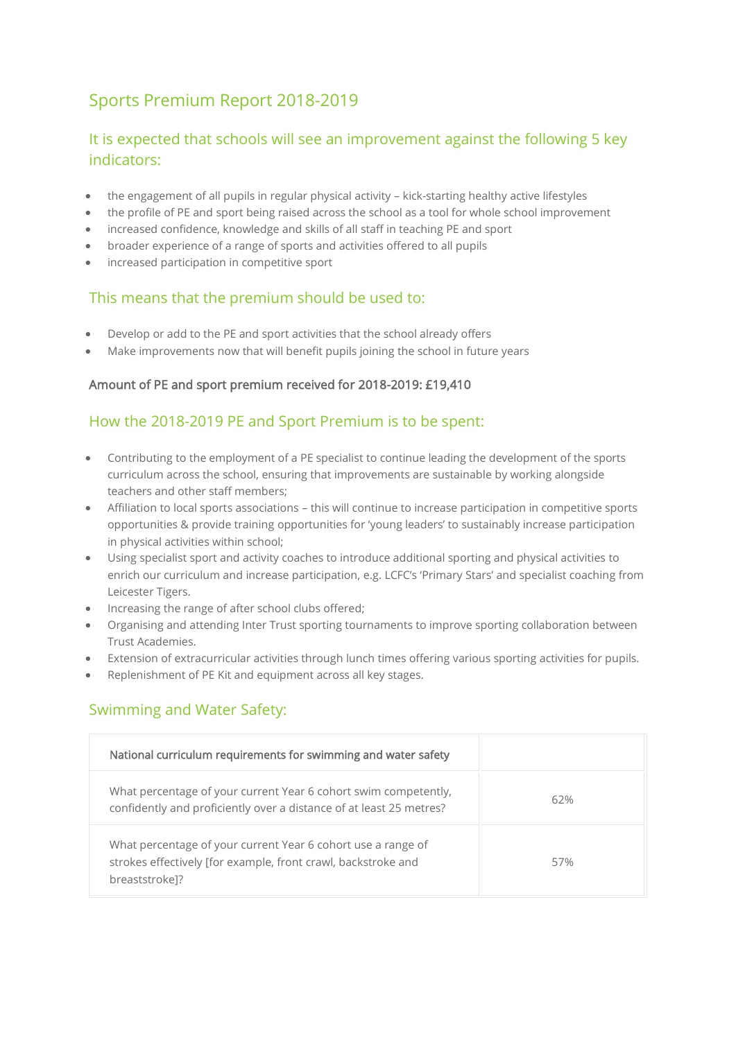# Sports Premium Report 2018-2019

## It is expected that schools will see an improvement against the following 5 key indicators:

- the engagement of all pupils in regular physical activity – kick-starting healthy active lifestyles
- the profile of PE and sport being raised across the school as a tool for whole school improvement
- increased confidence, knowledge and skills of all staff in teaching PE and sport
- broader experience of a range of sports and activities offered to all pupils
- increased participation in competitive sport

## This means that the premium should be used to:

- Develop or add to the PE and sport activities that the school already offers
- Make improvements now that will benefit pupils joining the school in future years

**Amount of PE and sport premium received for 2018-2019: £19,410**

## How the 2018-2019 PE and Sport Premium is to be spent:

- Contributing to the employment of a PE specialist to continue leading the development of the sports curriculum across the school, ensuring that improvements are sustainable by working alongside teachers and other staff members;
- Affiliation to local sports associations – this will continue to increase participation in competitive sports opportunities & provide training opportunities for 'young leaders' to sustainably increase participation in physical activities within school;
- Using specialist sport and activity coaches to introduce additional sporting and physical activities to enrich our curriculum and increase participation, e.g. LCFC's 'Primary Stars' and specialist coaching from Leicester Tigers.
- Increasing the range of after school clubs offered;
- Organising and attending Inter Trust sporting tournaments to improve sporting collaboration between Trust Academies.
- Extension of extracurricular activities through lunch times offering various sporting activities for pupils.
- Replenishment of PE Kit and equipment across all key stages.

## Swimming and Water Safety:

| National curriculum requirements for swimming and water safety | |
|---|---|
| What percentage of your current Year 6 cohort swim competently, confidently and proficiently over a distance of at least 25 metres? | 62% |
| What percentage of your current Year 6 cohort use a range of strokes effectively [for example, front crawl, backstroke and breaststroke]? | 57% |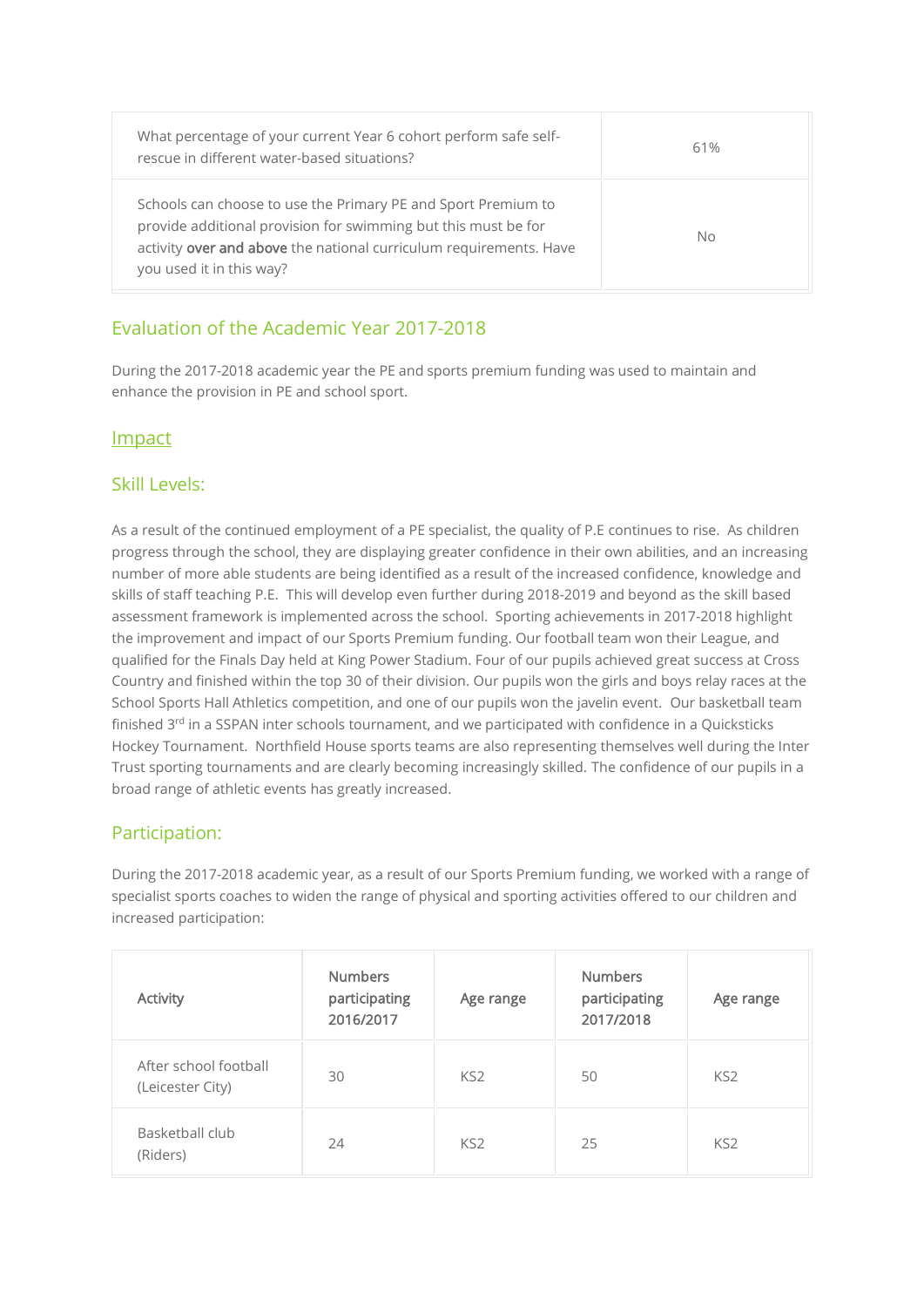| | |
|---|---|
| What percentage of your current Year 6 cohort perform safe self-rescue in different water-based situations? | 61% |
| Schools can choose to use the Primary PE and Sport Premium to provide additional provision for swimming but this must be for activity **over and above** the national curriculum requirements. Have you used it in this way? | No |

## Evaluation of the Academic Year 2017-2018

During the 2017-2018 academic year the PE and sports premium funding was used to maintain and enhance the provision in PE and school sport.

## Impact

### Skill Levels:

As a result of the continued employment of a PE specialist, the quality of P.E continues to rise. As children progress through the school, they are displaying greater confidence in their own abilities, and an increasing number of more able students are being identified as a result of the increased confidence, knowledge and skills of staff teaching P.E. This will develop even further during 2018-2019 and beyond as the skill based assessment framework is implemented across the school. Sporting achievements in 2017-2018 highlight the improvement and impact of our Sports Premium funding. Our football team won their League, and qualified for the Finals Day held at King Power Stadium. Four of our pupils achieved great success at Cross Country and finished within the top 30 of their division. Our pupils won the girls and boys relay races at the School Sports Hall Athletics competition, and one of our pupils won the javelin event. Our basketball team finished 3rd in a SSPAN inter schools tournament, and we participated with confidence in a Quicksticks Hockey Tournament. Northfield House sports teams are also representing themselves well during the Inter Trust sporting tournaments and are clearly becoming increasingly skilled. The confidence of our pupils in a broad range of athletic events has greatly increased.

### Participation:

During the 2017-2018 academic year, as a result of our Sports Premium funding, we worked with a range of specialist sports coaches to widen the range of physical and sporting activities offered to our children and increased participation:

| Activity | Numbers participating 2016/2017 | Age range | Numbers participating 2017/2018 | Age range |
|---|---|---|---|---|
| After school football (Leicester City) | 30 | KS2 | 50 | KS2 |
| Basketball club (Riders) | 24 | KS2 | 25 | KS2 |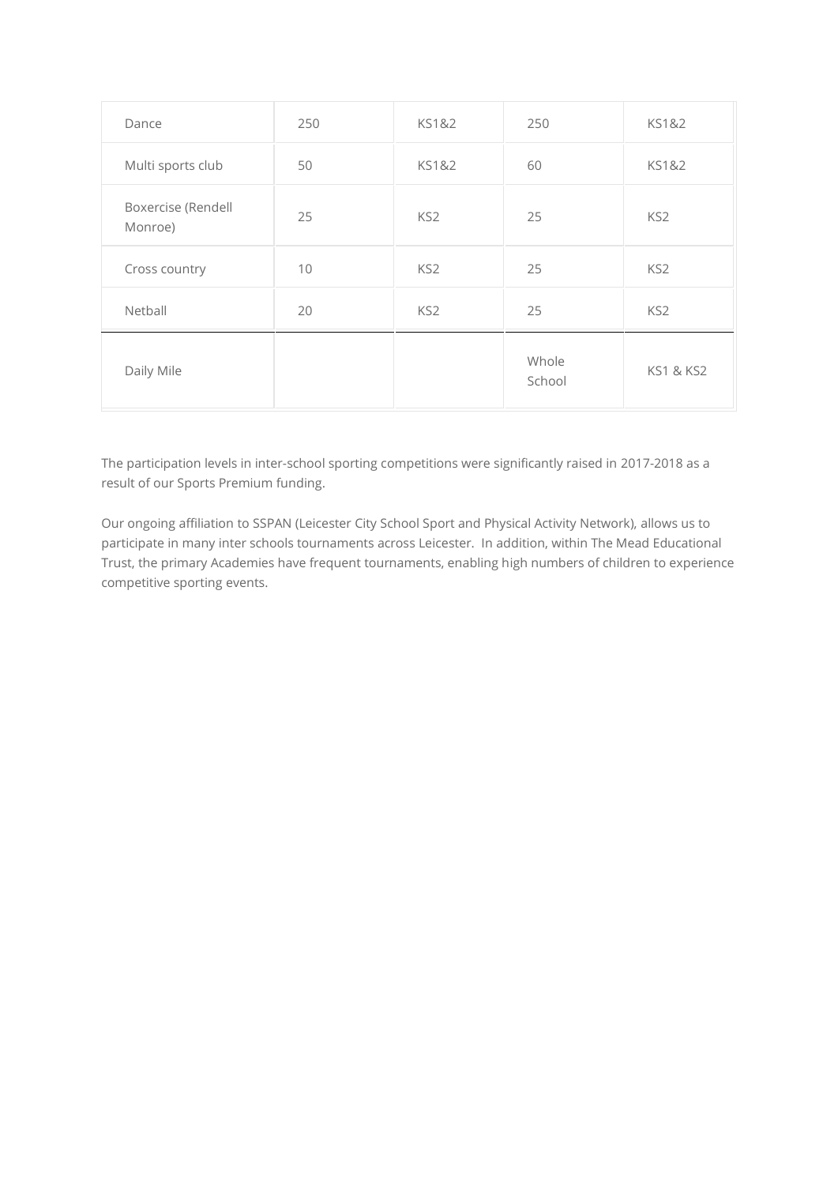| | | | | |
|---|---|---|---|---|
| Dance | 250 | KS1&2 | 250 | KS1&2 |
| Multi sports club | 50 | KS1&2 | 60 | KS1&2 |
| Boxercise (Rendell Monroe) | 25 | KS2 | 25 | KS2 |
| Cross country | 10 | KS2 | 25 | KS2 |
| Netball | 20 | KS2 | 25 | KS2 |
| Daily Mile | | | Whole School | KS1 & KS2 |

The participation levels in inter-school sporting competitions were significantly raised in 2017-2018 as a result of our Sports Premium funding.

Our ongoing affiliation to SSPAN (Leicester City School Sport and Physical Activity Network), allows us to participate in many inter schools tournaments across Leicester. In addition, within The Mead Educational Trust, the primary Academies have frequent tournaments, enabling high numbers of children to experience competitive sporting events.